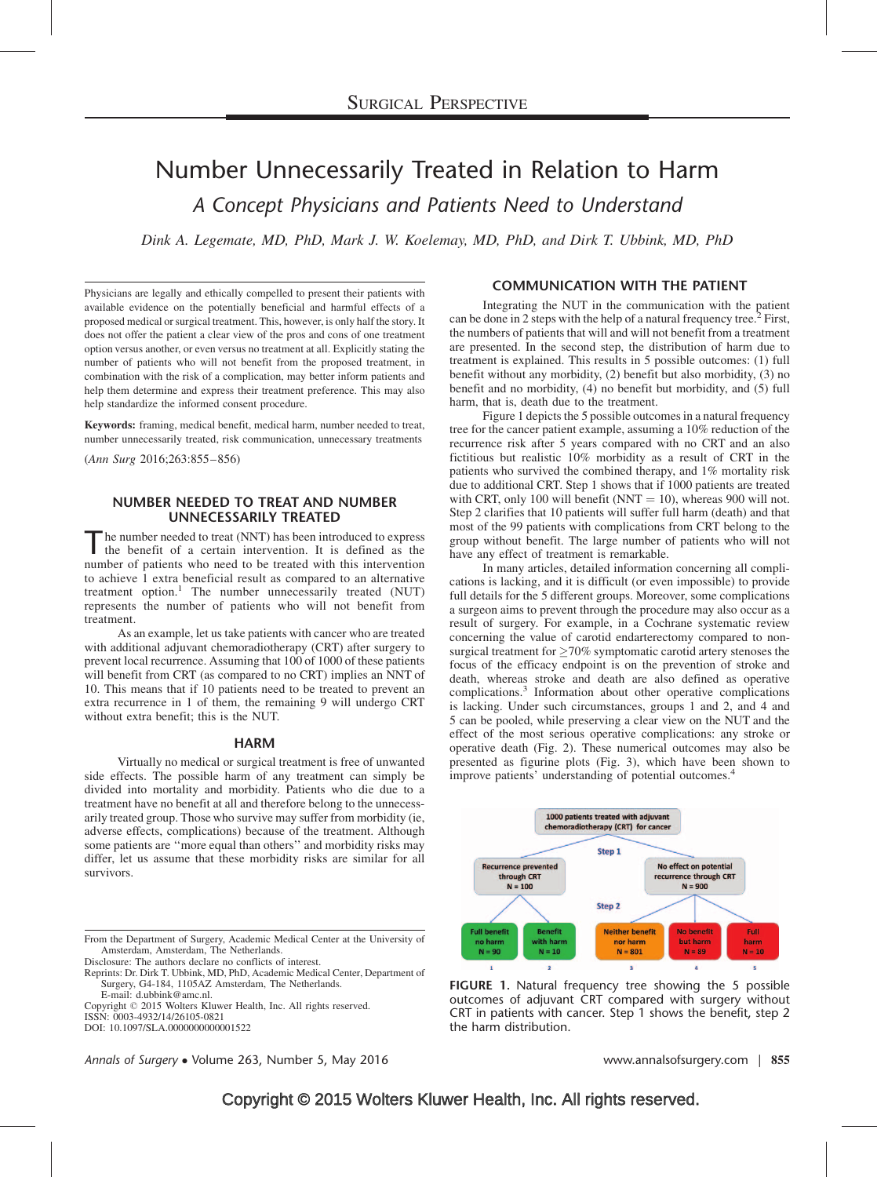# Number Unnecessarily Treated in Relation to Harm

## A Concept Physicians and Patients Need to Understand

*Dink A. Legemate, MD, PhD, Mark J. W. Koelemay, MD, PhD, and Dirk T. Ubbink, MD, PhD*

Physicians are legally and ethically compelled to present their patients with available evidence on the potentially beneficial and harmful effects of a proposed medical or surgical treatment. This, however, is only half the story. It does not offer the patient a clear view of the pros and cons of one treatment option versus another, or even versus no treatment at all. Explicitly stating the number of patients who will not benefit from the proposed treatment, in combination with the risk of a complication, may better inform patients and help them determine and express their treatment preference. This may also help standardize the informed consent procedure.

**Keywords:** framing, medical benefit, medical harm, number needed to treat, number unnecessarily treated, risk communication, unnecessary treatments

(*Ann Surg* 2016;263:855–856)

## NUMBER NEEDED TO TREAT AND NUMBER UNNECESSARILY TREATED

The number needed to treat (NNT) has been introduced to express the benefit of a certain intervention. It is defined as the number of patients who need to be treated with this intervention to achieve 1 extra beneficial result as compared to an alternative treatment option.[1] The number unnecessarily treated (NUT) represents the number of patients who will not benefit from treatment.

As an example, let us take patients with cancer who are treated with additional adjuvant chemoradiotherapy (CRT) after surgery to prevent local recurrence. Assuming that 100 of 1000 of these patients will benefit from CRT (as compared to no CRT) implies an NNT of 10. This means that if 10 patients need to be treated to prevent an extra recurrence in 1 of them, the remaining 9 will undergo CRT without extra benefit; this is the NUT.

## HARM

Virtually no medical or surgical treatment is free of unwanted side effects. The possible harm of any treatment can simply be divided into mortality and morbidity. Patients who die due to a treatment have no benefit at all and therefore belong to the unnecessarily treated group. Those who survive may suffer from morbidity (ie, adverse effects, complications) because of the treatment. Although some patients are "more equal than others" and morbidity risks may differ, let us assume that these morbidity risks are similar for all survivors.

## COMMUNICATION WITH THE PATIENT

Integrating the NUT in the communication with the patient can be done in 2 steps with the help of a natural frequency tree.[2] First, the numbers of patients that will and will not benefit from a treatment are presented. In the second step, the distribution of harm due to treatment is explained. This results in 5 possible outcomes: (1) full benefit without any morbidity, (2) benefit but also morbidity, (3) no benefit and no morbidity, (4) no benefit but morbidity, and (5) full harm, that is, death due to the treatment.

Figure 1 depicts the 5 possible outcomes in a natural frequency tree for the cancer patient example, assuming a 10% reduction of the recurrence risk after 5 years compared with no CRT and an also fictitious but realistic 10% morbidity as a result of CRT in the patients who survived the combined therapy, and 1% mortality risk due to additional CRT. Step 1 shows that if 1000 patients are treated with CRT, only 100 will benefit (NNT = 10), whereas 900 will not. Step 2 clarifies that 10 patients will suffer full harm (death) and that most of the 99 patients with complications from CRT belong to the group without benefit. The large number of patients who will not have any effect of treatment is remarkable.

In many articles, detailed information concerning all complications is lacking, and it is difficult (or even impossible) to provide full details for the 5 different groups. Moreover, some complications a surgeon aims to prevent through the procedure may also occur as a result of surgery. For example, in a Cochrane systematic review concerning the value of carotid endarterectomy compared to nonsurgical treatment for ≥70% symptomatic carotid artery stenoses the focus of the efficacy endpoint is on the prevention of stroke and death, whereas stroke and death are also defined as operative complications.[3] Information about other operative complications is lacking. Under such circumstances, groups 1 and 2, and 4 and 5 can be pooled, while preserving a clear view on the NUT and the effect of the most serious operative complications: any stroke or operative death (Fig. 2). These numerical outcomes may also be presented as figurine plots (Fig. 3), which have been shown to improve patients' understanding of potential outcomes.[4]

1000 patients treated with adjuvant chemoradiotherapy (CRT) for cancer

Step 1

Recurrence prevented through CRT N = 100 | No effect on potential recurrence through CRT N = 900

Step 2

Full benefit no harm N = 90 (1) | Benefit with harm N = 10 (2) | Neither benefit nor harm N = 801 (3) | No benefit but harm N = 89 (4) | Full harm N = 10 (5)

**FIGURE 1.** Natural frequency tree showing the 5 possible outcomes of adjuvant CRT compared with surgery without CRT in patients with cancer. Step 1 shows the benefit, step 2 the harm distribution.

From the Department of Surgery, Academic Medical Center at the University of Amsterdam, Amsterdam, The Netherlands.
Disclosure: The authors declare no conflicts of interest.
Reprints: Dr. Dirk T. Ubbink, MD, PhD, Academic Medical Center, Department of Surgery, G4-184, 1105AZ Amsterdam, The Netherlands.
E-mail: d.ubbink@amc.nl.
Copyright © 2015 Wolters Kluwer Health, Inc. All rights reserved.
ISSN: 0003-4932/14/26105-0821
DOI: 10.1097/SLA.0000000000001522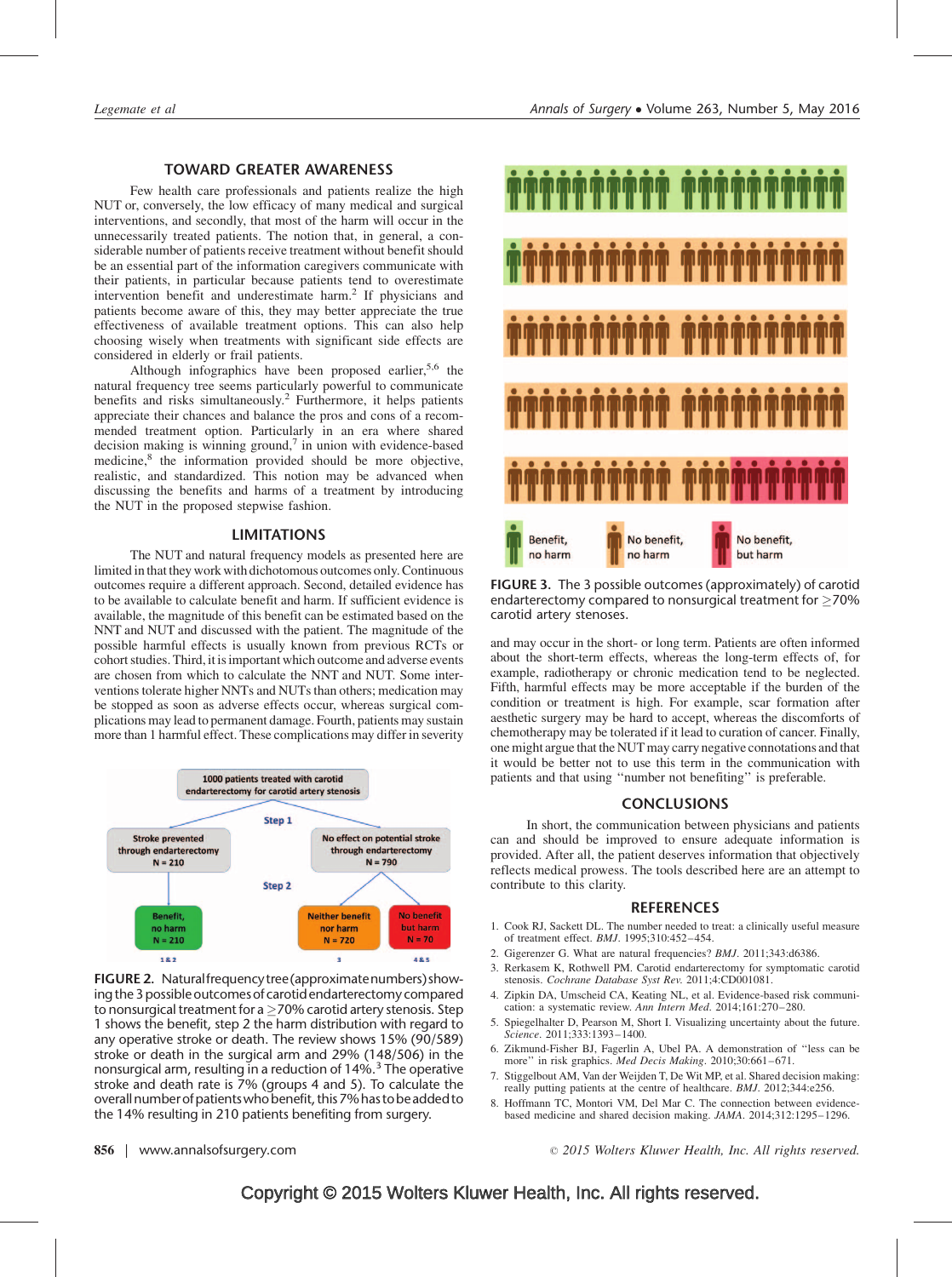## TOWARD GREATER AWARENESS

Few health care professionals and patients realize the high NUT or, conversely, the low efficacy of many medical and surgical interventions, and secondly, that most of the harm will occur in the unnecessarily treated patients. The notion that, in general, a considerable number of patients receive treatment without benefit should be an essential part of the information caregivers communicate with their patients, in particular because patients tend to overestimate intervention benefit and underestimate harm.[2] If physicians and patients become aware of this, they may better appreciate the true effectiveness of available treatment options. This can also help choosing wisely when treatments with significant side effects are considered in elderly or frail patients.

Although infographics have been proposed earlier,[5,6] the natural frequency tree seems particularly powerful to communicate benefits and risks simultaneously.[2] Furthermore, it helps patients appreciate their chances and balance the pros and cons of a recommended treatment option. Particularly in an era where shared decision making is winning ground,[7] in union with evidence-based medicine,[8] the information provided should be more objective, realistic, and standardized. This notion may be advanced when discussing the benefits and harms of a treatment by introducing the NUT in the proposed stepwise fashion.

## LIMITATIONS

The NUT and natural frequency models as presented here are limited in that they work with dichotomous outcomes only. Continuous outcomes require a different approach. Second, detailed evidence has to be available to calculate benefit and harm. If sufficient evidence is available, the magnitude of this benefit can be estimated based on the NNT and NUT and discussed with the patient. The magnitude of the possible harmful effects is usually known from previous RCTs or cohort studies. Third, it is important which outcome and adverse events are chosen from which to calculate the NNT and NUT. Some interventions tolerate higher NNTs and NUTs than others; medication may be stopped as soon as adverse effects occur, whereas surgical complications may lead to permanent damage. Fourth, patients may sustain more than 1 harmful effect. These complications may differ in severity and may occur in the short- or long term. Patients are often informed about the short-term effects, whereas the long-term effects of, for example, radiotherapy or chronic medication tend to be neglected. Fifth, harmful effects may be more acceptable if the burden of the condition or treatment is high. For example, scar formation after aesthetic surgery may be hard to accept, whereas the discomforts of chemotherapy may be tolerated if it lead to curation of cancer. Finally, one might argue that the NUT may carry negative connotations and that it would be better not to use this term in the communication with patients and that using "number not benefiting" is preferable.

1000 patients treated with carotid endarterectomy for carotid artery stenosis

Step 1

Stroke prevented through endarterectomy N = 210

No effect on potential stroke through endarterectomy N = 790

Step 2

Benefit, no harm N = 210

Neither benefit nor harm N = 720

No benefit but harm N = 70

1 & 2

3

4 & 5

FIGURE 2. Natural frequency tree (approximate numbers) showing the 3 possible outcomes of carotid endarterectomy compared to nonsurgical treatment for a ≥70% carotid artery stenosis. Step 1 shows the benefit, step 2 the harm distribution with regard to any operative stroke or death. The review shows 15% (90/589) stroke or death in the surgical arm and 29% (148/506) in the nonsurgical arm, resulting in a reduction of 14%.[3] The operative stroke and death rate is 7% (groups 4 and 5). To calculate the overall number of patients who benefit, this 7% has to be added to the 14% resulting in 210 patients benefiting from surgery.

Benefit, no harm

No benefit, no harm

No benefit, but harm

FIGURE 3. The 3 possible outcomes (approximately) of carotid endarterectomy compared to nonsurgical treatment for ≥70% carotid artery stenoses.

## CONCLUSIONS

In short, the communication between physicians and patients can and should be improved to ensure adequate information is provided. After all, the patient deserves information that objectively reflects medical prowess. The tools described here are an attempt to contribute to this clarity.

## REFERENCES

1. Cook RJ, Sackett DL. The number needed to treat: a clinically useful measure of treatment effect. *BMJ.* 1995;310:452–454.
2. Gigerenzer G. What are natural frequencies? *BMJ.* 2011;343:d6386.
3. Rerkasem K, Rothwell PM. Carotid endarterectomy for symptomatic carotid stenosis. *Cochrane Database Syst Rev.* 2011;4:CD001081.
4. Zipkin DA, Umscheid CA, Keating NL, et al. Evidence-based risk communication: a systematic review. *Ann Intern Med.* 2014;161:270–280.
5. Spiegelhalter D, Pearson M, Short I. Visualizing uncertainty about the future. *Science.* 2011;333:1393–1400.
6. Zikmund-Fisher BJ, Fagerlin A, Ubel PA. A demonstration of "less can be more" in risk graphics. *Med Decis Making.* 2010;30:661–671.
7. Stiggelbout AM, Van der Weijden T, De Wit MP, et al. Shared decision making: really putting patients at the centre of healthcare. *BMJ.* 2012;344:e256.
8. Hoffmann TC, Montori VM, Del Mar C. The connection between evidence-based medicine and shared decision making. *JAMA.* 2014;312:1295–1296.